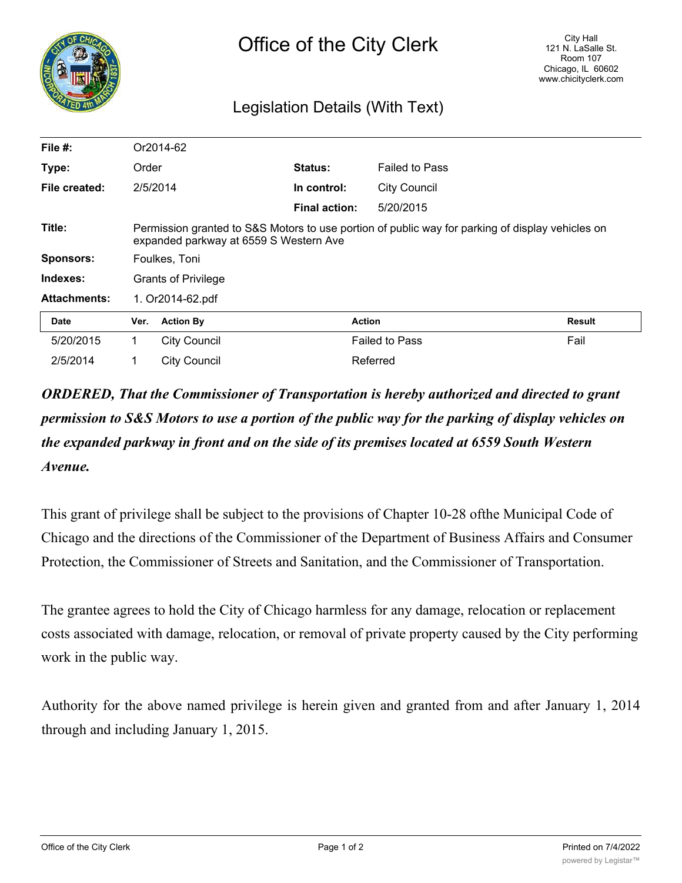# Office of the City Clerk

City Hall
121 N. LaSalle St.
Room 107
Chicago, IL 60602
www.chicityclerk.com

## Legislation Details (With Text)

| | | | |
|---|---|---|---|
| **File #:** | Or2014-62 | | |
| **Type:** | Order | **Status:** | Failed to Pass |
| **File created:** | 2/5/2014 | **In control:** | City Council |
| | | **Final action:** | 5/20/2015 |
| **Title:** | Permission granted to S&S Motors to use portion of public way for parking of display vehicles on expanded parkway at 6559 S Western Ave | | |
| **Sponsors:** | Foulkes, Toni | | |
| **Indexes:** | Grants of Privilege | | |
| **Attachments:** | 1. Or2014-62.pdf | | |

| Date | Ver. | Action By | Action | Result |
|---|---|---|---|---|
| 5/20/2015 | 1 | City Council | Failed to Pass | Fail |
| 2/5/2014 | 1 | City Council | Referred | |

***ORDERED, That the Commissioner of Transportation is hereby authorized and directed to grant permission to S&S Motors to use a portion of the public way for the parking of display vehicles on the expanded parkway in front and on the side of its premises located at 6559 South Western Avenue.***

This grant of privilege shall be subject to the provisions of Chapter 10-28 ofthe Municipal Code of Chicago and the directions of the Commissioner of the Department of Business Affairs and Consumer Protection, the Commissioner of Streets and Sanitation, and the Commissioner of Transportation.

The grantee agrees to hold the City of Chicago harmless for any damage, relocation or replacement costs associated with damage, relocation, or removal of private property caused by the City performing work in the public way.

Authority for the above named privilege is herein given and granted from and after January 1, 2014 through and including January 1, 2015.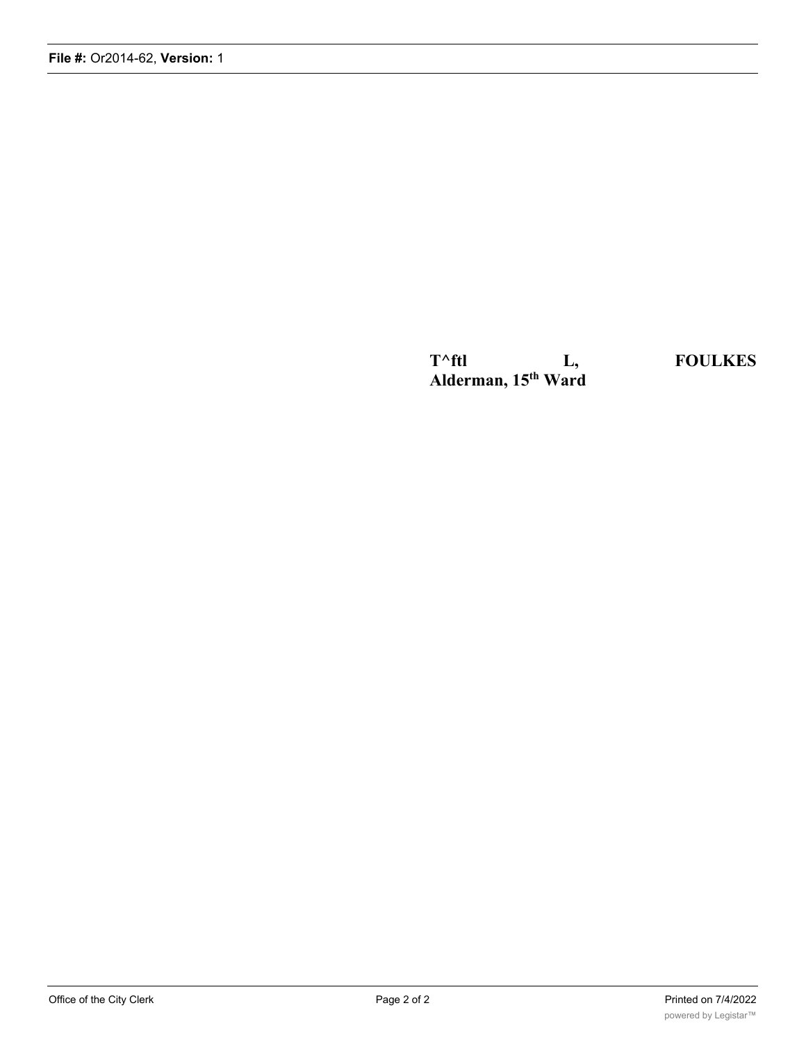**T^ftl L, FOULKES**
**Alderman, 15th Ward**